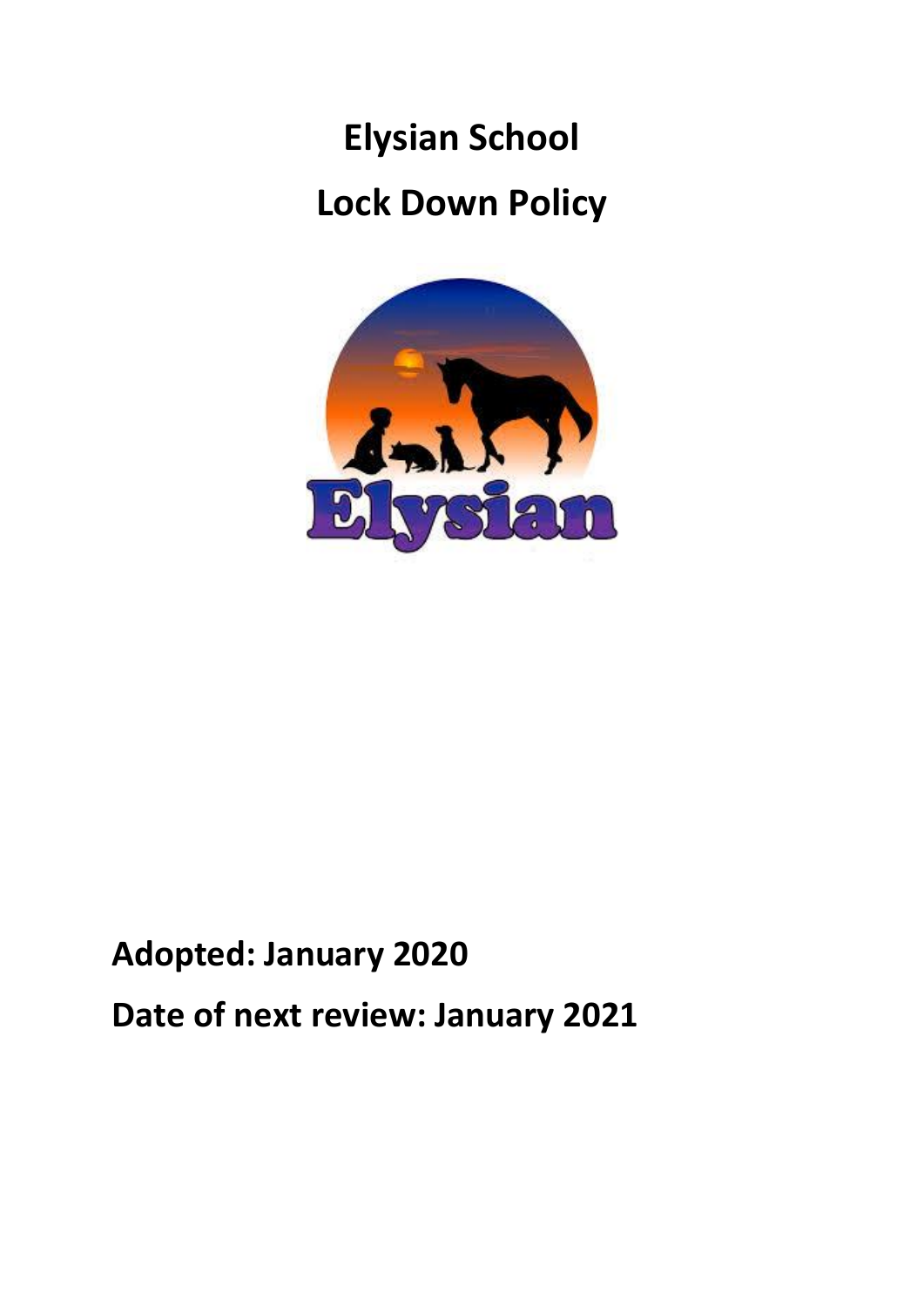# Elysian School

# Lock Down Policy

**Adopted: January 2020**

**Date of next review: January 2021**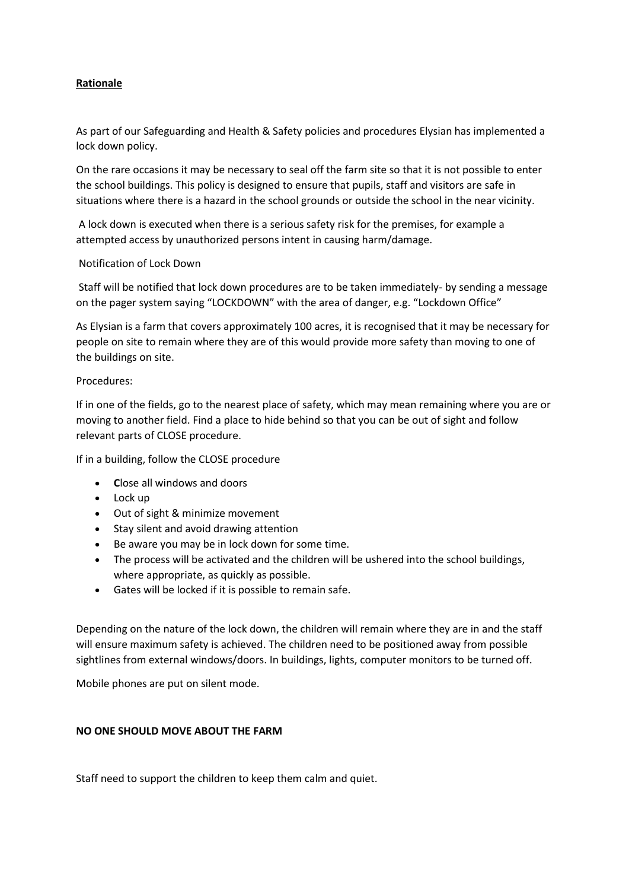**Rationale**

As part of our Safeguarding and Health & Safety policies and procedures Elysian has implemented a lock down policy.

On the rare occasions it may be necessary to seal off the farm site so that it is not possible to enter the school buildings. This policy is designed to ensure that pupils, staff and visitors are safe in situations where there is a hazard in the school grounds or outside the school in the near vicinity.

A lock down is executed when there is a serious safety risk for the premises, for example a attempted access by unauthorized persons intent in causing harm/damage.

Notification of Lock Down

Staff will be notified that lock down procedures are to be taken immediately- by sending a message on the pager system saying "LOCKDOWN" with the area of danger, e.g. "Lockdown Office"

As Elysian is a farm that covers approximately 100 acres, it is recognised that it may be necessary for people on site to remain where they are of this would provide more safety than moving to one of the buildings on site.

Procedures:

If in one of the fields, go to the nearest place of safety, which may mean remaining where you are or moving to another field. Find a place to hide behind so that you can be out of sight and follow relevant parts of CLOSE procedure.

If in a building, follow the CLOSE procedure

- **C**lose all windows and doors
- Lock up
- Out of sight & minimize movement
- Stay silent and avoid drawing attention
- Be aware you may be in lock down for some time.
- The process will be activated and the children will be ushered into the school buildings, where appropriate, as quickly as possible.
- Gates will be locked if it is possible to remain safe.

Depending on the nature of the lock down, the children will remain where they are in and the staff will ensure maximum safety is achieved. The children need to be positioned away from possible sightlines from external windows/doors. In buildings, lights, computer monitors to be turned off.

Mobile phones are put on silent mode.

**NO ONE SHOULD MOVE ABOUT THE FARM**

Staff need to support the children to keep them calm and quiet.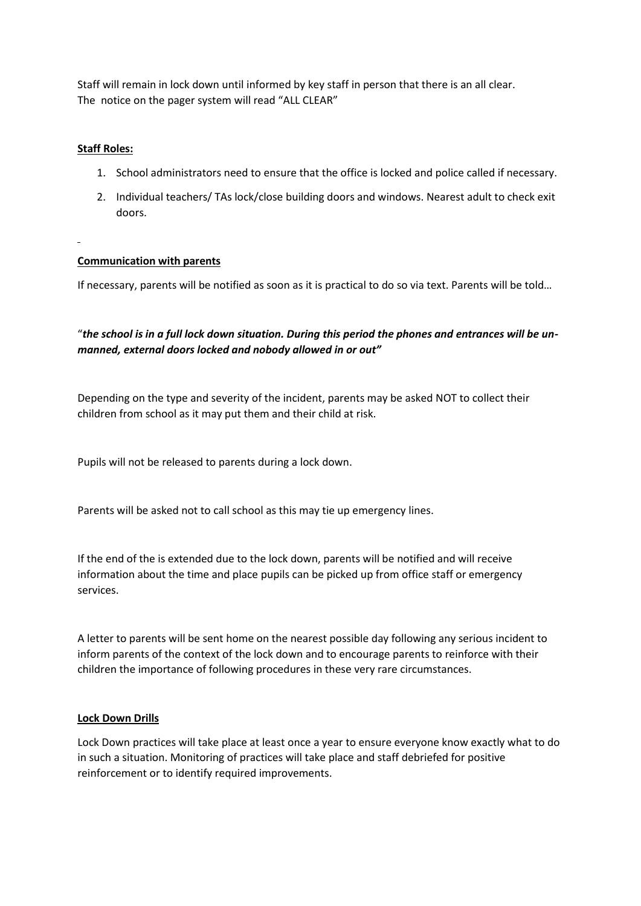Staff will remain in lock down until informed by key staff in person that there is an all clear.
The notice on the pager system will read "ALL CLEAR"

**Staff Roles:**

1. School administrators need to ensure that the office is locked and police called if necessary.
2. Individual teachers/ TAs lock/close building doors and windows. Nearest adult to check exit doors.

**Communication with parents**

If necessary, parents will be notified as soon as it is practical to do so via text. Parents will be told…

"***the school is in a full lock down situation. During this period the phones and entrances will be un-manned, external doors locked and nobody allowed in or out"***

Depending on the type and severity of the incident, parents may be asked NOT to collect their children from school as it may put them and their child at risk.

Pupils will not be released to parents during a lock down.

Parents will be asked not to call school as this may tie up emergency lines.

If the end of the is extended due to the lock down, parents will be notified and will receive information about the time and place pupils can be picked up from office staff or emergency services.

A letter to parents will be sent home on the nearest possible day following any serious incident to inform parents of the context of the lock down and to encourage parents to reinforce with their children the importance of following procedures in these very rare circumstances.

**Lock Down Drills**

Lock Down practices will take place at least once a year to ensure everyone know exactly what to do in such a situation. Monitoring of practices will take place and staff debriefed for positive reinforcement or to identify required improvements.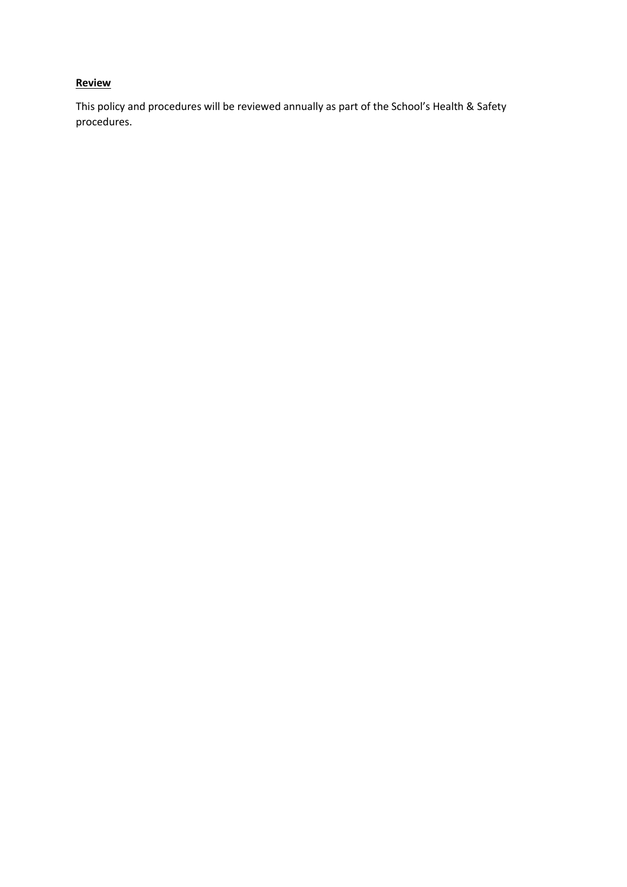**Review**

This policy and procedures will be reviewed annually as part of the School's Health & Safety procedures.